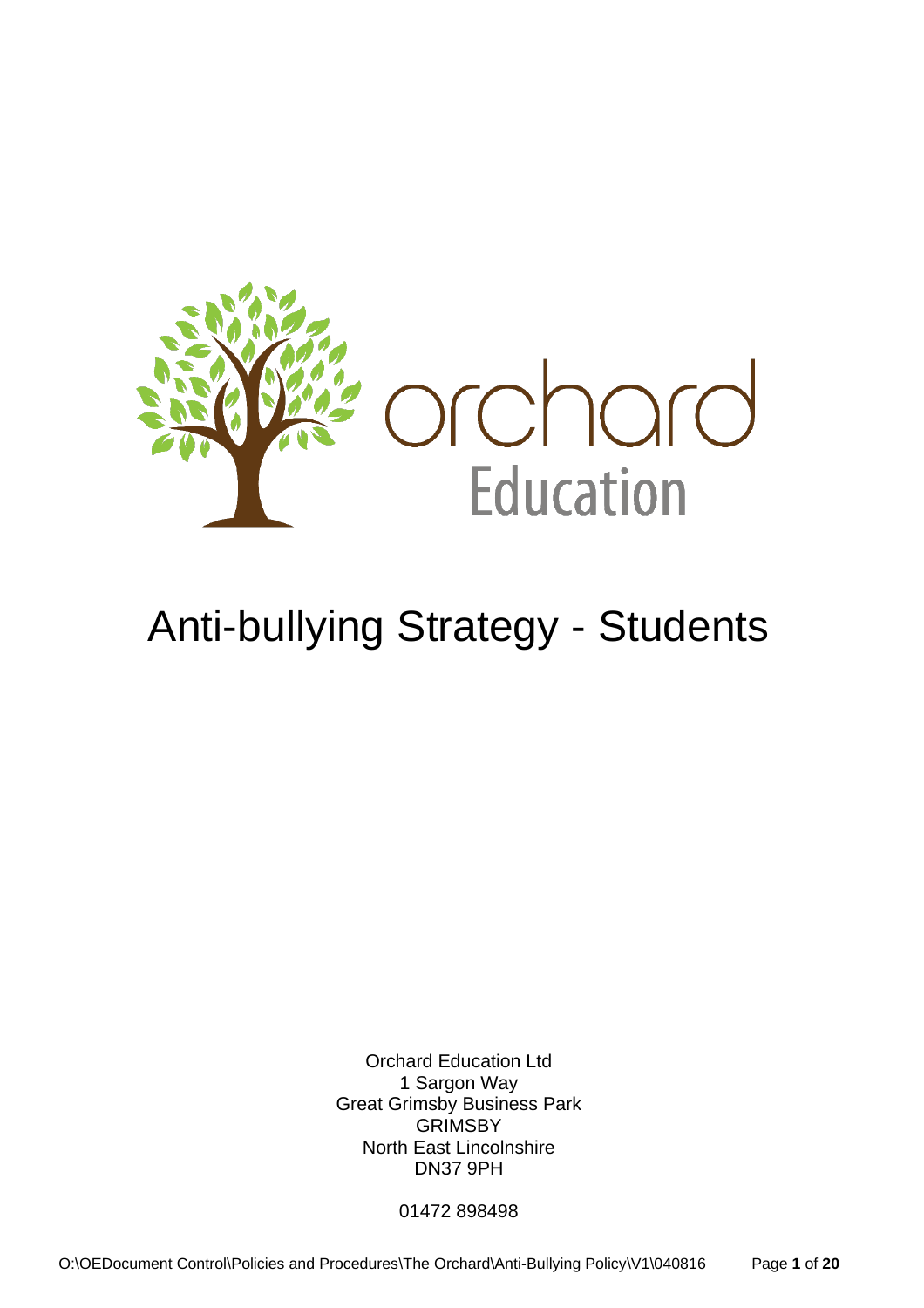orchard
Education

# Anti-bullying Strategy - Students

Orchard Education Ltd
1 Sargon Way
Great Grimsby Business Park
GRIMSBY
North East Lincolnshire
DN37 9PH

01472 898498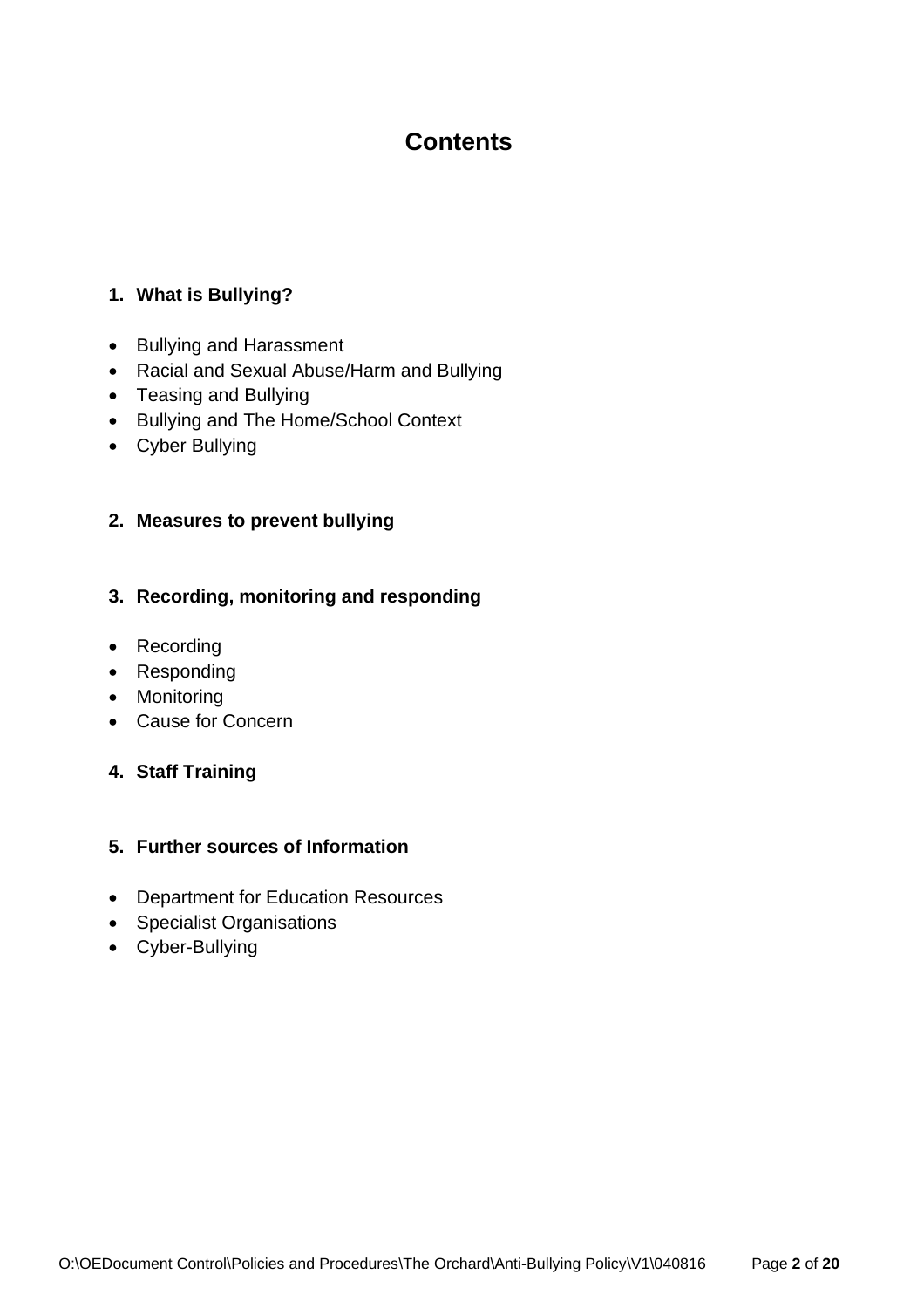# Contents

1. **What is Bullying?**

- Bullying and Harassment
- Racial and Sexual Abuse/Harm and Bullying
- Teasing and Bullying
- Bullying and The Home/School Context
- Cyber Bullying

2. **Measures to prevent bullying**

3. **Recording, monitoring and responding**

- Recording
- Responding
- Monitoring
- Cause for Concern

4. **Staff Training**

5. **Further sources of Information**

- Department for Education Resources
- Specialist Organisations
- Cyber-Bullying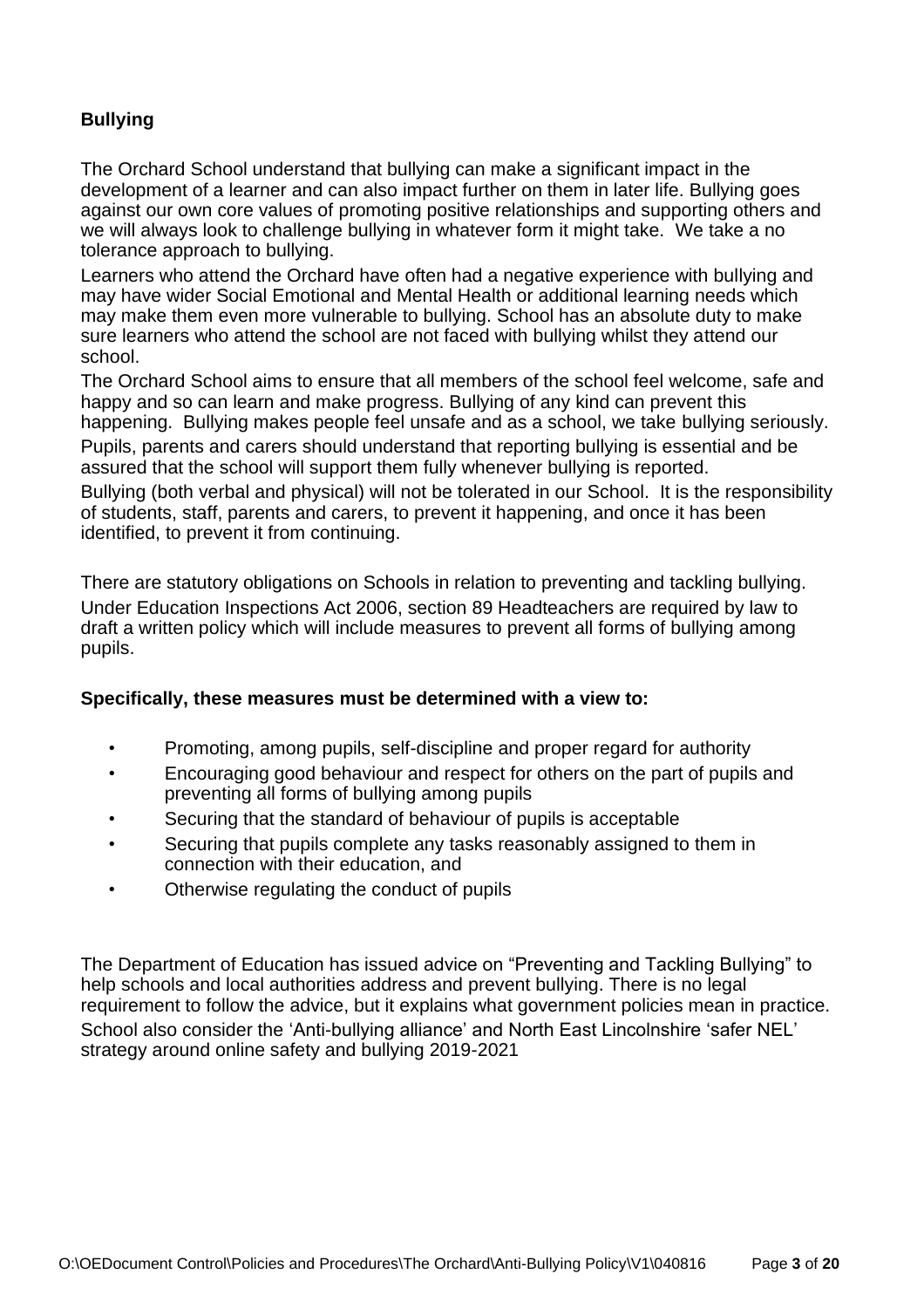## Bullying

The Orchard School understand that bullying can make a significant impact in the development of a learner and can also impact further on them in later life. Bullying goes against our own core values of promoting positive relationships and supporting others and we will always look to challenge bullying in whatever form it might take. We take a no tolerance approach to bullying.

Learners who attend the Orchard have often had a negative experience with bullying and may have wider Social Emotional and Mental Health or additional learning needs which may make them even more vulnerable to bullying. School has an absolute duty to make sure learners who attend the school are not faced with bullying whilst they attend our school.

The Orchard School aims to ensure that all members of the school feel welcome, safe and happy and so can learn and make progress. Bullying of any kind can prevent this happening. Bullying makes people feel unsafe and as a school, we take bullying seriously.

Pupils, parents and carers should understand that reporting bullying is essential and be assured that the school will support them fully whenever bullying is reported.

Bullying (both verbal and physical) will not be tolerated in our School. It is the responsibility of students, staff, parents and carers, to prevent it happening, and once it has been identified, to prevent it from continuing.

There are statutory obligations on Schools in relation to preventing and tackling bullying.

Under Education Inspections Act 2006, section 89 Headteachers are required by law to draft a written policy which will include measures to prevent all forms of bullying among pupils.

**Specifically, these measures must be determined with a view to:**

- Promoting, among pupils, self-discipline and proper regard for authority
- Encouraging good behaviour and respect for others on the part of pupils and preventing all forms of bullying among pupils
- Securing that the standard of behaviour of pupils is acceptable
- Securing that pupils complete any tasks reasonably assigned to them in connection with their education, and
- Otherwise regulating the conduct of pupils

The Department of Education has issued advice on "Preventing and Tackling Bullying" to help schools and local authorities address and prevent bullying. There is no legal requirement to follow the advice, but it explains what government policies mean in practice.

School also consider the 'Anti-bullying alliance' and North East Lincolnshire 'safer NEL' strategy around online safety and bullying 2019-2021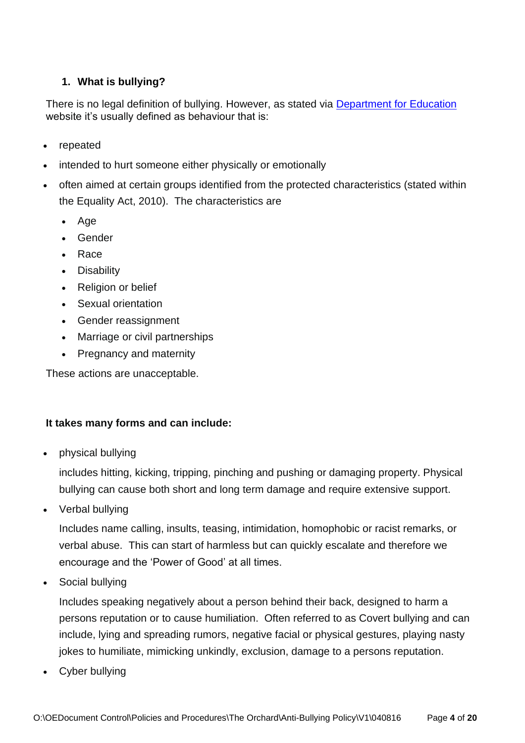## 1. What is bullying?

There is no legal definition of bullying. However, as stated via [Department for Education](#) website it's usually defined as behaviour that is:

- repeated
- intended to hurt someone either physically or emotionally
- often aimed at certain groups identified from the protected characteristics (stated within the Equality Act, 2010). The characteristics are
  - Age
  - Gender
  - Race
  - Disability
  - Religion or belief
  - Sexual orientation
  - Gender reassignment
  - Marriage or civil partnerships
  - Pregnancy and maternity

These actions are unacceptable.

**It takes many forms and can include:**

- physical bullying

  includes hitting, kicking, tripping, pinching and pushing or damaging property. Physical bullying can cause both short and long term damage and require extensive support.

- Verbal bullying

  Includes name calling, insults, teasing, intimidation, homophobic or racist remarks, or verbal abuse. This can start of harmless but can quickly escalate and therefore we encourage and the 'Power of Good' at all times.

- Social bullying

  Includes speaking negatively about a person behind their back, designed to harm a persons reputation or to cause humiliation. Often referred to as Covert bullying and can include, lying and spreading rumors, negative facial or physical gestures, playing nasty jokes to humiliate, mimicking unkindly, exclusion, damage to a persons reputation.

- Cyber bullying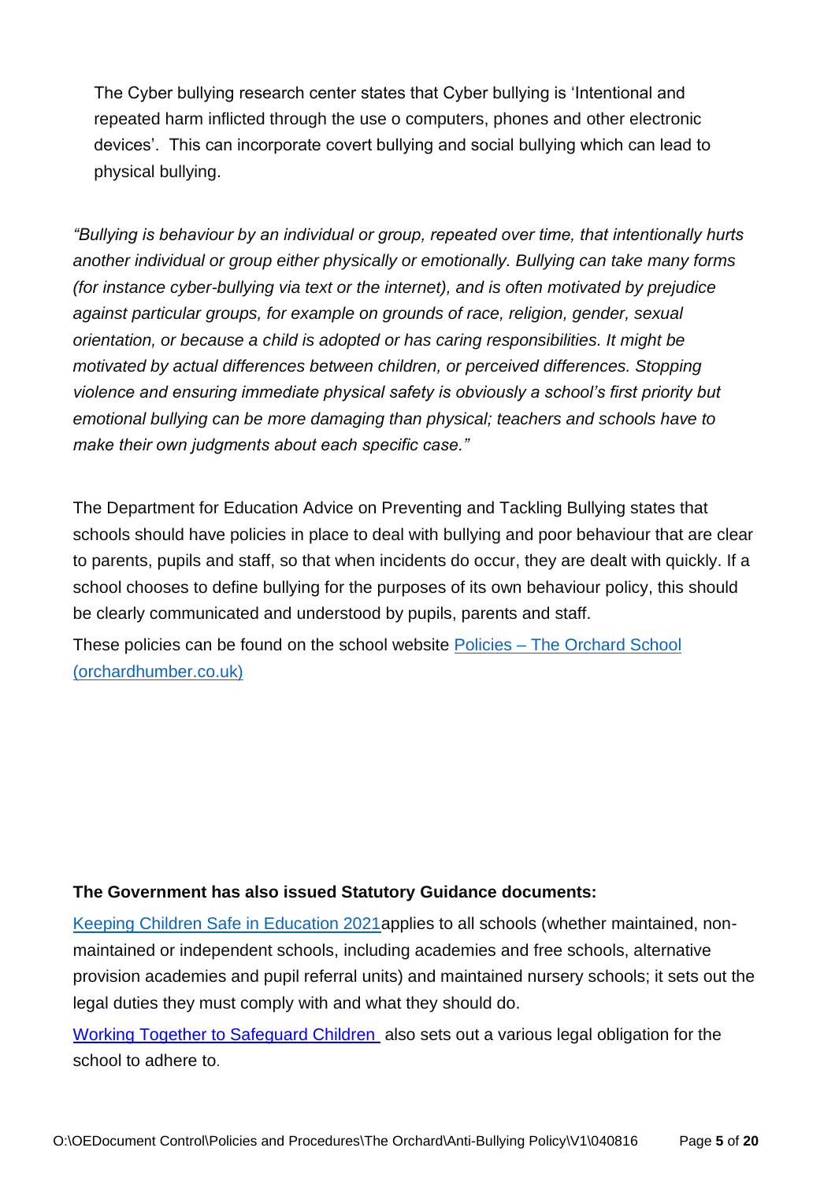The Cyber bullying research center states that Cyber bullying is 'Intentional and repeated harm inflicted through the use o computers, phones and other electronic devices'. This can incorporate covert bullying and social bullying which can lead to physical bullying.

*"Bullying is behaviour by an individual or group, repeated over time, that intentionally hurts another individual or group either physically or emotionally. Bullying can take many forms (for instance cyber-bullying via text or the internet), and is often motivated by prejudice against particular groups, for example on grounds of race, religion, gender, sexual orientation, or because a child is adopted or has caring responsibilities. It might be motivated by actual differences between children, or perceived differences. Stopping violence and ensuring immediate physical safety is obviously a school's first priority but emotional bullying can be more damaging than physical; teachers and schools have to make their own judgments about each specific case."*

The Department for Education Advice on Preventing and Tackling Bullying states that schools should have policies in place to deal with bullying and poor behaviour that are clear to parents, pupils and staff, so that when incidents do occur, they are dealt with quickly. If a school chooses to define bullying for the purposes of its own behaviour policy, this should be clearly communicated and understood by pupils, parents and staff.

These policies can be found on the school website [Policies – The Orchard School (orchardhumber.co.uk)]

**The Government has also issued Statutory Guidance documents:**

[Keeping Children Safe in Education 2021] applies to all schools (whether maintained, non-maintained or independent schools, including academies and free schools, alternative provision academies and pupil referral units) and maintained nursery schools; it sets out the legal duties they must comply with and what they should do.

[Working Together to Safeguard Children] also sets out a various legal obligation for the school to adhere to.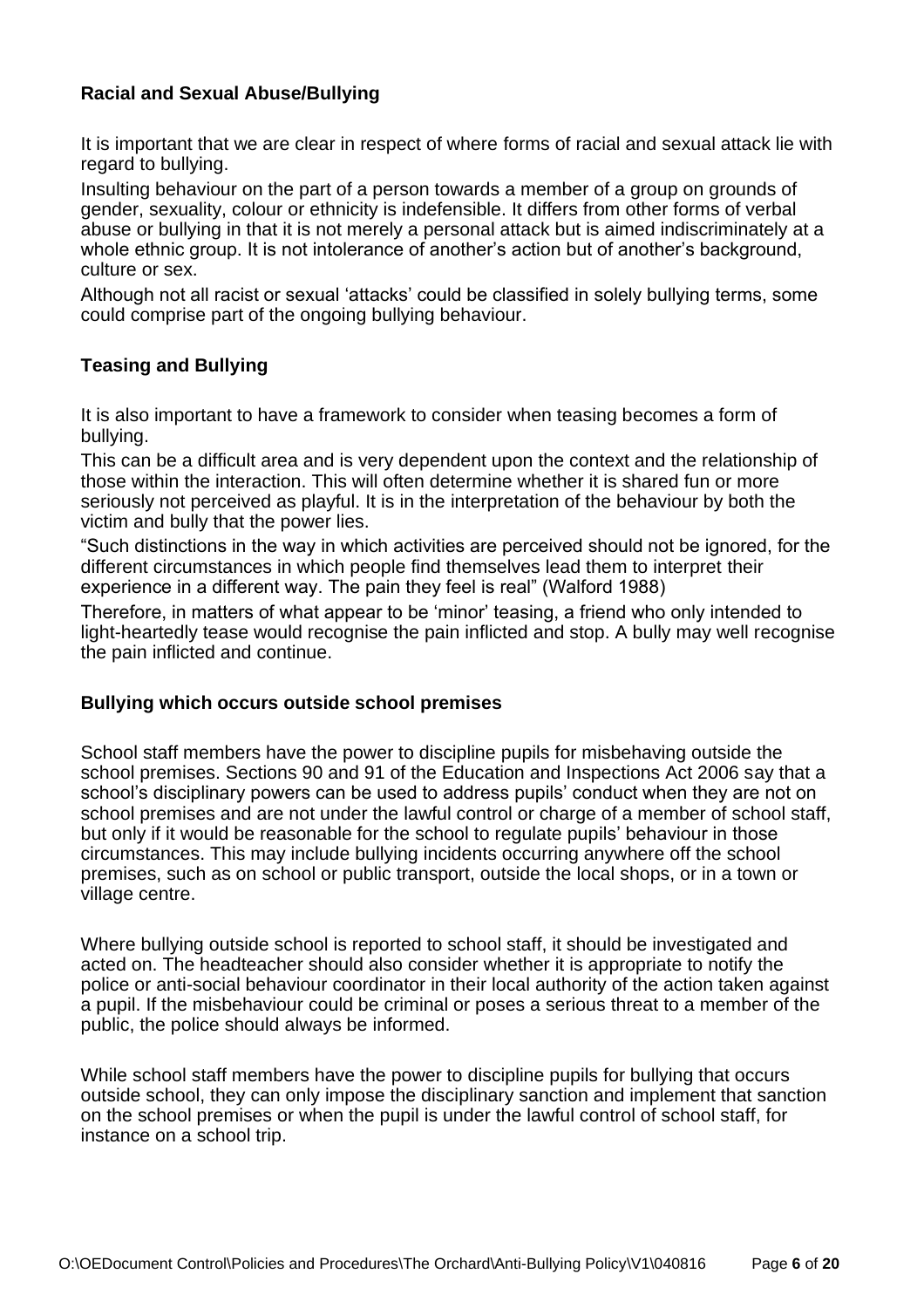### Racial and Sexual Abuse/Bullying

It is important that we are clear in respect of where forms of racial and sexual attack lie with regard to bullying.

Insulting behaviour on the part of a person towards a member of a group on grounds of gender, sexuality, colour or ethnicity is indefensible. It differs from other forms of verbal abuse or bullying in that it is not merely a personal attack but is aimed indiscriminately at a whole ethnic group. It is not intolerance of another's action but of another's background, culture or sex.

Although not all racist or sexual 'attacks' could be classified in solely bullying terms, some could comprise part of the ongoing bullying behaviour.

### Teasing and Bullying

It is also important to have a framework to consider when teasing becomes a form of bullying.

This can be a difficult area and is very dependent upon the context and the relationship of those within the interaction. This will often determine whether it is shared fun or more seriously not perceived as playful. It is in the interpretation of the behaviour by both the victim and bully that the power lies.

"Such distinctions in the way in which activities are perceived should not be ignored, for the different circumstances in which people find themselves lead them to interpret their experience in a different way. The pain they feel is real" (Walford 1988)

Therefore, in matters of what appear to be 'minor' teasing, a friend who only intended to light-heartedly tease would recognise the pain inflicted and stop. A bully may well recognise the pain inflicted and continue.

### Bullying which occurs outside school premises

School staff members have the power to discipline pupils for misbehaving outside the school premises. Sections 90 and 91 of the Education and Inspections Act 2006 say that a school's disciplinary powers can be used to address pupils' conduct when they are not on school premises and are not under the lawful control or charge of a member of school staff, but only if it would be reasonable for the school to regulate pupils' behaviour in those circumstances. This may include bullying incidents occurring anywhere off the school premises, such as on school or public transport, outside the local shops, or in a town or village centre.

Where bullying outside school is reported to school staff, it should be investigated and acted on. The headteacher should also consider whether it is appropriate to notify the police or anti-social behaviour coordinator in their local authority of the action taken against a pupil. If the misbehaviour could be criminal or poses a serious threat to a member of the public, the police should always be informed.

While school staff members have the power to discipline pupils for bullying that occurs outside school, they can only impose the disciplinary sanction and implement that sanction on the school premises or when the pupil is under the lawful control of school staff, for instance on a school trip.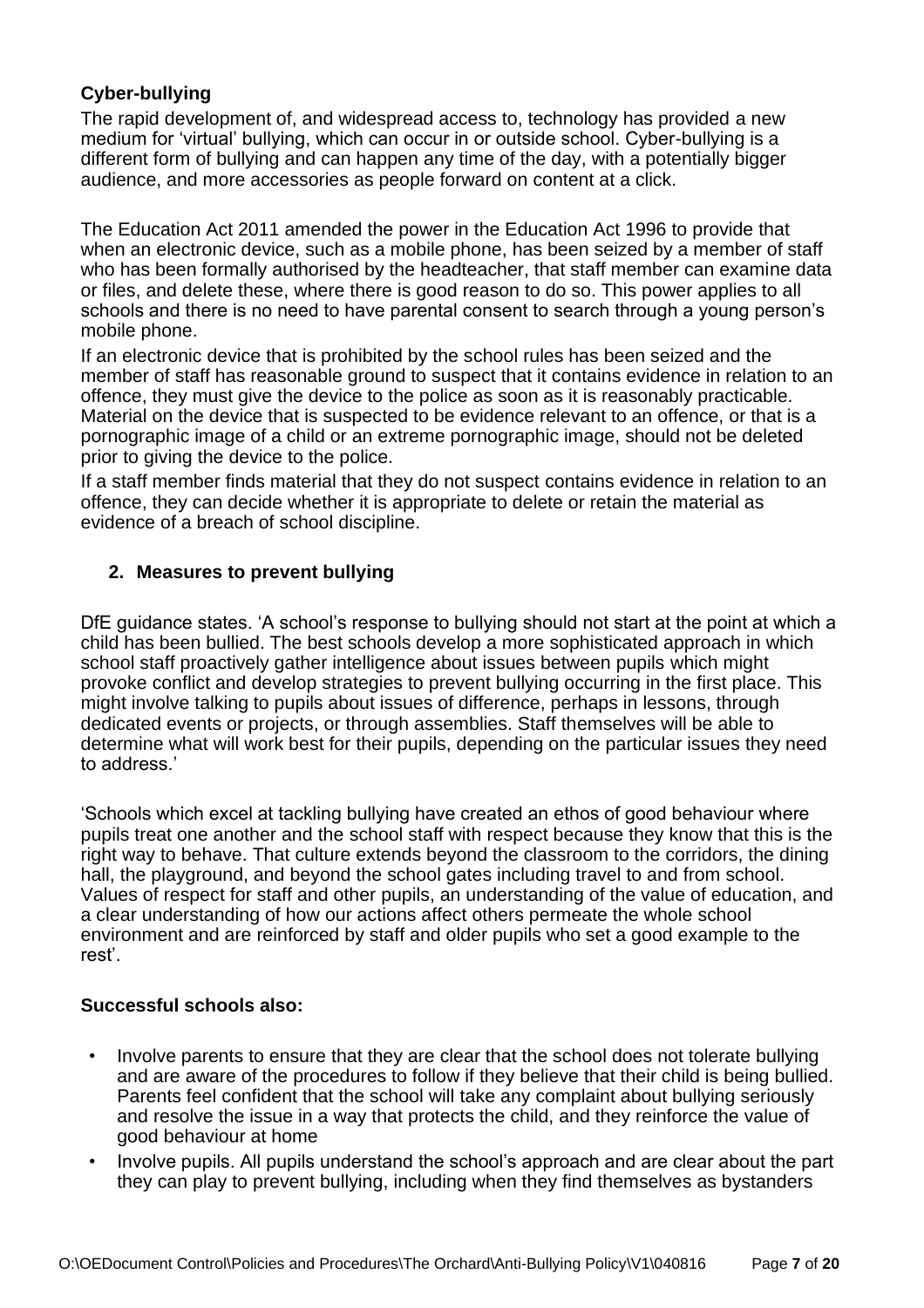### Cyber-bullying

The rapid development of, and widespread access to, technology has provided a new medium for 'virtual' bullying, which can occur in or outside school. Cyber-bullying is a different form of bullying and can happen any time of the day, with a potentially bigger audience, and more accessories as people forward on content at a click.

The Education Act 2011 amended the power in the Education Act 1996 to provide that when an electronic device, such as a mobile phone, has been seized by a member of staff who has been formally authorised by the headteacher, that staff member can examine data or files, and delete these, where there is good reason to do so. This power applies to all schools and there is no need to have parental consent to search through a young person's mobile phone.

If an electronic device that is prohibited by the school rules has been seized and the member of staff has reasonable ground to suspect that it contains evidence in relation to an offence, they must give the device to the police as soon as it is reasonably practicable. Material on the device that is suspected to be evidence relevant to an offence, or that is a pornographic image of a child or an extreme pornographic image, should not be deleted prior to giving the device to the police.

If a staff member finds material that they do not suspect contains evidence in relation to an offence, they can decide whether it is appropriate to delete or retain the material as evidence of a breach of school discipline.

## 2. Measures to prevent bullying

DfE guidance states. 'A school's response to bullying should not start at the point at which a child has been bullied. The best schools develop a more sophisticated approach in which school staff proactively gather intelligence about issues between pupils which might provoke conflict and develop strategies to prevent bullying occurring in the first place. This might involve talking to pupils about issues of difference, perhaps in lessons, through dedicated events or projects, or through assemblies. Staff themselves will be able to determine what will work best for their pupils, depending on the particular issues they need to address.'

'Schools which excel at tackling bullying have created an ethos of good behaviour where pupils treat one another and the school staff with respect because they know that this is the right way to behave. That culture extends beyond the classroom to the corridors, the dining hall, the playground, and beyond the school gates including travel to and from school. Values of respect for staff and other pupils, an understanding of the value of education, and a clear understanding of how our actions affect others permeate the whole school environment and are reinforced by staff and older pupils who set a good example to the rest'.

### Successful schools also:

- Involve parents to ensure that they are clear that the school does not tolerate bullying and are aware of the procedures to follow if they believe that their child is being bullied. Parents feel confident that the school will take any complaint about bullying seriously and resolve the issue in a way that protects the child, and they reinforce the value of good behaviour at home
- Involve pupils. All pupils understand the school's approach and are clear about the part they can play to prevent bullying, including when they find themselves as bystanders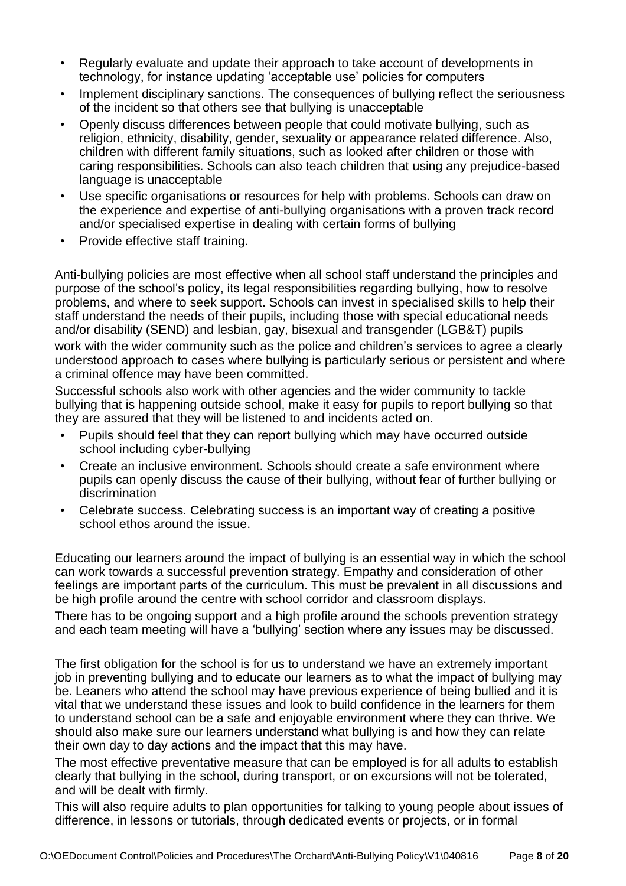- Regularly evaluate and update their approach to take account of developments in technology, for instance updating 'acceptable use' policies for computers
- Implement disciplinary sanctions. The consequences of bullying reflect the seriousness of the incident so that others see that bullying is unacceptable
- Openly discuss differences between people that could motivate bullying, such as religion, ethnicity, disability, gender, sexuality or appearance related difference. Also, children with different family situations, such as looked after children or those with caring responsibilities. Schools can also teach children that using any prejudice-based language is unacceptable
- Use specific organisations or resources for help with problems. Schools can draw on the experience and expertise of anti-bullying organisations with a proven track record and/or specialised expertise in dealing with certain forms of bullying
- Provide effective staff training.

Anti-bullying policies are most effective when all school staff understand the principles and purpose of the school's policy, its legal responsibilities regarding bullying, how to resolve problems, and where to seek support. Schools can invest in specialised skills to help their staff understand the needs of their pupils, including those with special educational needs and/or disability (SEND) and lesbian, gay, bisexual and transgender (LGB&T) pupils work with the wider community such as the police and children's services to agree a clearly understood approach to cases where bullying is particularly serious or persistent and where a criminal offence may have been committed.

Successful schools also work with other agencies and the wider community to tackle bullying that is happening outside school, make it easy for pupils to report bullying so that they are assured that they will be listened to and incidents acted on.

- Pupils should feel that they can report bullying which may have occurred outside school including cyber-bullying
- Create an inclusive environment. Schools should create a safe environment where pupils can openly discuss the cause of their bullying, without fear of further bullying or discrimination
- Celebrate success. Celebrating success is an important way of creating a positive school ethos around the issue.

Educating our learners around the impact of bullying is an essential way in which the school can work towards a successful prevention strategy. Empathy and consideration of other feelings are important parts of the curriculum. This must be prevalent in all discussions and be high profile around the centre with school corridor and classroom displays.

There has to be ongoing support and a high profile around the schools prevention strategy and each team meeting will have a 'bullying' section where any issues may be discussed.

The first obligation for the school is for us to understand we have an extremely important job in preventing bullying and to educate our learners as to what the impact of bullying may be. Leaners who attend the school may have previous experience of being bullied and it is vital that we understand these issues and look to build confidence in the learners for them to understand school can be a safe and enjoyable environment where they can thrive. We should also make sure our learners understand what bullying is and how they can relate their own day to day actions and the impact that this may have.

The most effective preventative measure that can be employed is for all adults to establish clearly that bullying in the school, during transport, or on excursions will not be tolerated, and will be dealt with firmly.

This will also require adults to plan opportunities for talking to young people about issues of difference, in lessons or tutorials, through dedicated events or projects, or in formal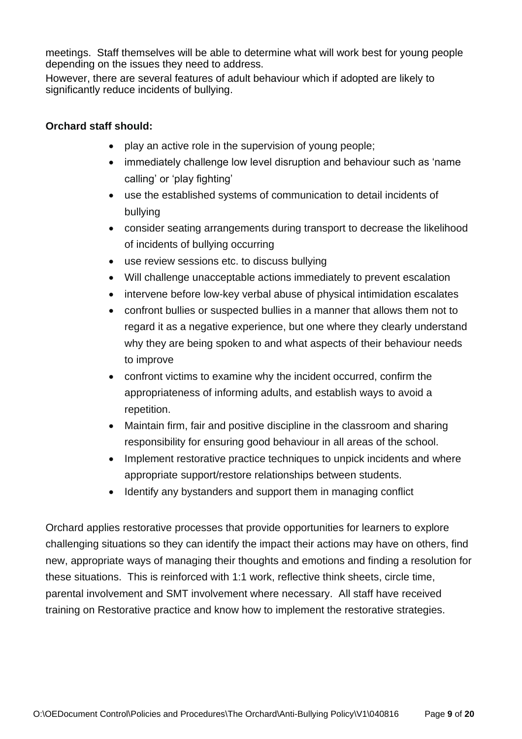meetings. Staff themselves will be able to determine what will work best for young people depending on the issues they need to address.

However, there are several features of adult behaviour which if adopted are likely to significantly reduce incidents of bullying.

**Orchard staff should:**

- play an active role in the supervision of young people;
- immediately challenge low level disruption and behaviour such as 'name calling' or 'play fighting'
- use the established systems of communication to detail incidents of bullying
- consider seating arrangements during transport to decrease the likelihood of incidents of bullying occurring
- use review sessions etc. to discuss bullying
- Will challenge unacceptable actions immediately to prevent escalation
- intervene before low-key verbal abuse of physical intimidation escalates
- confront bullies or suspected bullies in a manner that allows them not to regard it as a negative experience, but one where they clearly understand why they are being spoken to and what aspects of their behaviour needs to improve
- confront victims to examine why the incident occurred, confirm the appropriateness of informing adults, and establish ways to avoid a repetition.
- Maintain firm, fair and positive discipline in the classroom and sharing responsibility for ensuring good behaviour in all areas of the school.
- Implement restorative practice techniques to unpick incidents and where appropriate support/restore relationships between students.
- Identify any bystanders and support them in managing conflict

Orchard applies restorative processes that provide opportunities for learners to explore challenging situations so they can identify the impact their actions may have on others, find new, appropriate ways of managing their thoughts and emotions and finding a resolution for these situations. This is reinforced with 1:1 work, reflective think sheets, circle time, parental involvement and SMT involvement where necessary. All staff have received training on Restorative practice and know how to implement the restorative strategies.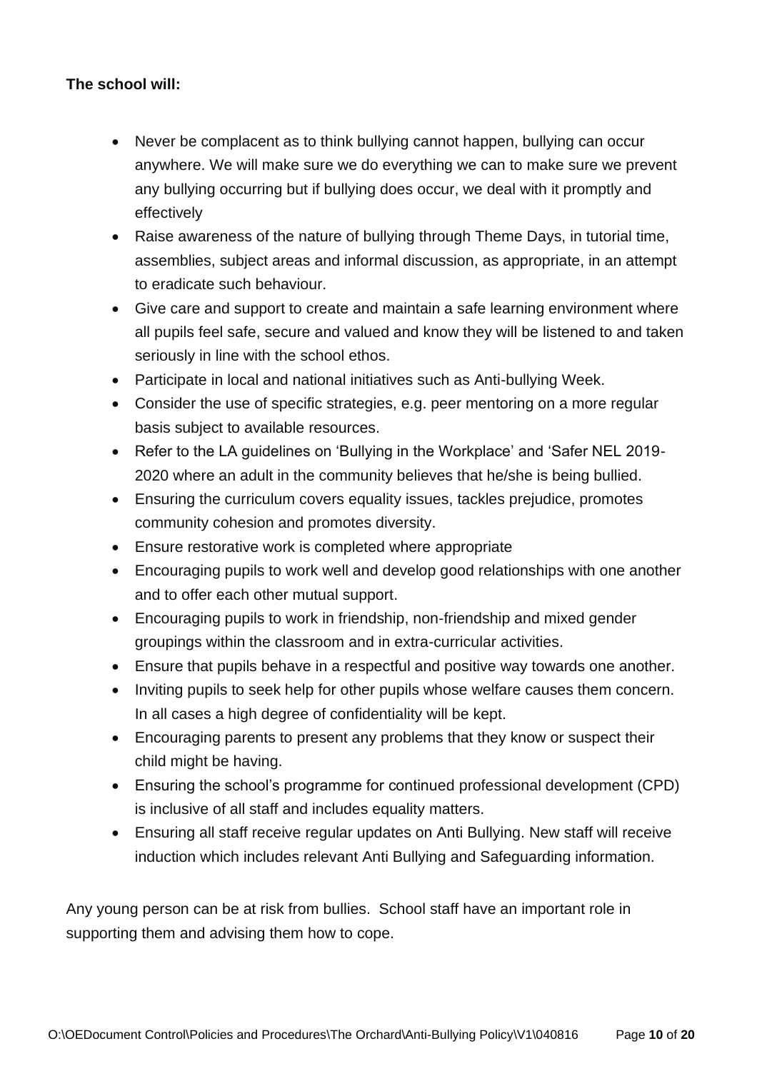**The school will:**

- Never be complacent as to think bullying cannot happen, bullying can occur anywhere. We will make sure we do everything we can to make sure we prevent any bullying occurring but if bullying does occur, we deal with it promptly and effectively
- Raise awareness of the nature of bullying through Theme Days, in tutorial time, assemblies, subject areas and informal discussion, as appropriate, in an attempt to eradicate such behaviour.
- Give care and support to create and maintain a safe learning environment where all pupils feel safe, secure and valued and know they will be listened to and taken seriously in line with the school ethos.
- Participate in local and national initiatives such as Anti-bullying Week.
- Consider the use of specific strategies, e.g. peer mentoring on a more regular basis subject to available resources.
- Refer to the LA guidelines on 'Bullying in the Workplace' and 'Safer NEL 2019-2020 where an adult in the community believes that he/she is being bullied.
- Ensuring the curriculum covers equality issues, tackles prejudice, promotes community cohesion and promotes diversity.
- Ensure restorative work is completed where appropriate
- Encouraging pupils to work well and develop good relationships with one another and to offer each other mutual support.
- Encouraging pupils to work in friendship, non-friendship and mixed gender groupings within the classroom and in extra-curricular activities.
- Ensure that pupils behave in a respectful and positive way towards one another.
- Inviting pupils to seek help for other pupils whose welfare causes them concern. In all cases a high degree of confidentiality will be kept.
- Encouraging parents to present any problems that they know or suspect their child might be having.
- Ensuring the school's programme for continued professional development (CPD) is inclusive of all staff and includes equality matters.
- Ensuring all staff receive regular updates on Anti Bullying. New staff will receive induction which includes relevant Anti Bullying and Safeguarding information.

Any young person can be at risk from bullies. School staff have an important role in supporting them and advising them how to cope.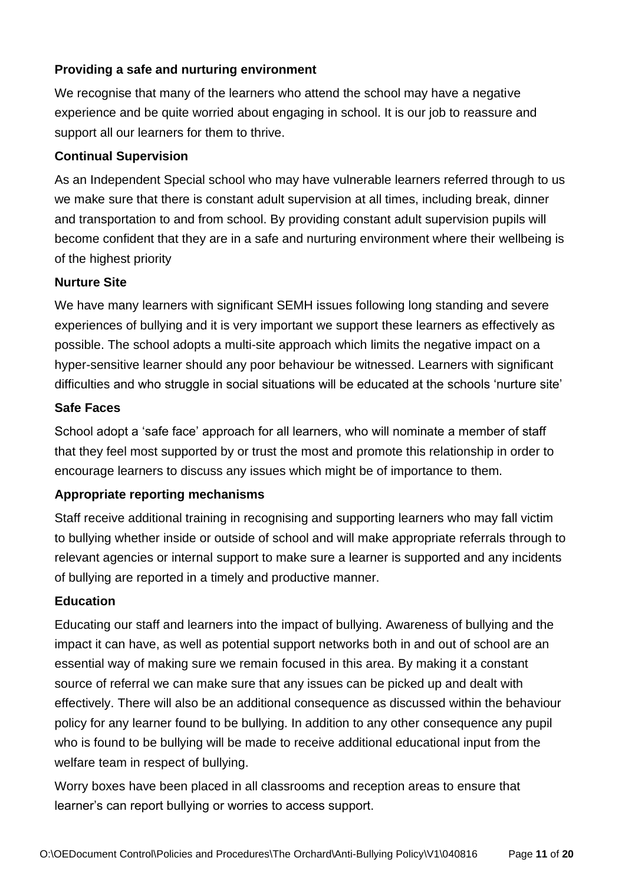**Providing a safe and nurturing environment**

We recognise that many of the learners who attend the school may have a negative experience and be quite worried about engaging in school. It is our job to reassure and support all our learners for them to thrive.

**Continual Supervision**

As an Independent Special school who may have vulnerable learners referred through to us we make sure that there is constant adult supervision at all times, including break, dinner and transportation to and from school. By providing constant adult supervision pupils will become confident that they are in a safe and nurturing environment where their wellbeing is of the highest priority

**Nurture Site**

We have many learners with significant SEMH issues following long standing and severe experiences of bullying and it is very important we support these learners as effectively as possible. The school adopts a multi-site approach which limits the negative impact on a hyper-sensitive learner should any poor behaviour be witnessed. Learners with significant difficulties and who struggle in social situations will be educated at the schools 'nurture site'

**Safe Faces**

School adopt a 'safe face' approach for all learners, who will nominate a member of staff that they feel most supported by or trust the most and promote this relationship in order to encourage learners to discuss any issues which might be of importance to them.

**Appropriate reporting mechanisms**

Staff receive additional training in recognising and supporting learners who may fall victim to bullying whether inside or outside of school and will make appropriate referrals through to relevant agencies or internal support to make sure a learner is supported and any incidents of bullying are reported in a timely and productive manner.

**Education**

Educating our staff and learners into the impact of bullying. Awareness of bullying and the impact it can have, as well as potential support networks both in and out of school are an essential way of making sure we remain focused in this area. By making it a constant source of referral we can make sure that any issues can be picked up and dealt with effectively. There will also be an additional consequence as discussed within the behaviour policy for any learner found to be bullying. In addition to any other consequence any pupil who is found to be bullying will be made to receive additional educational input from the welfare team in respect of bullying.

Worry boxes have been placed in all classrooms and reception areas to ensure that learner's can report bullying or worries to access support.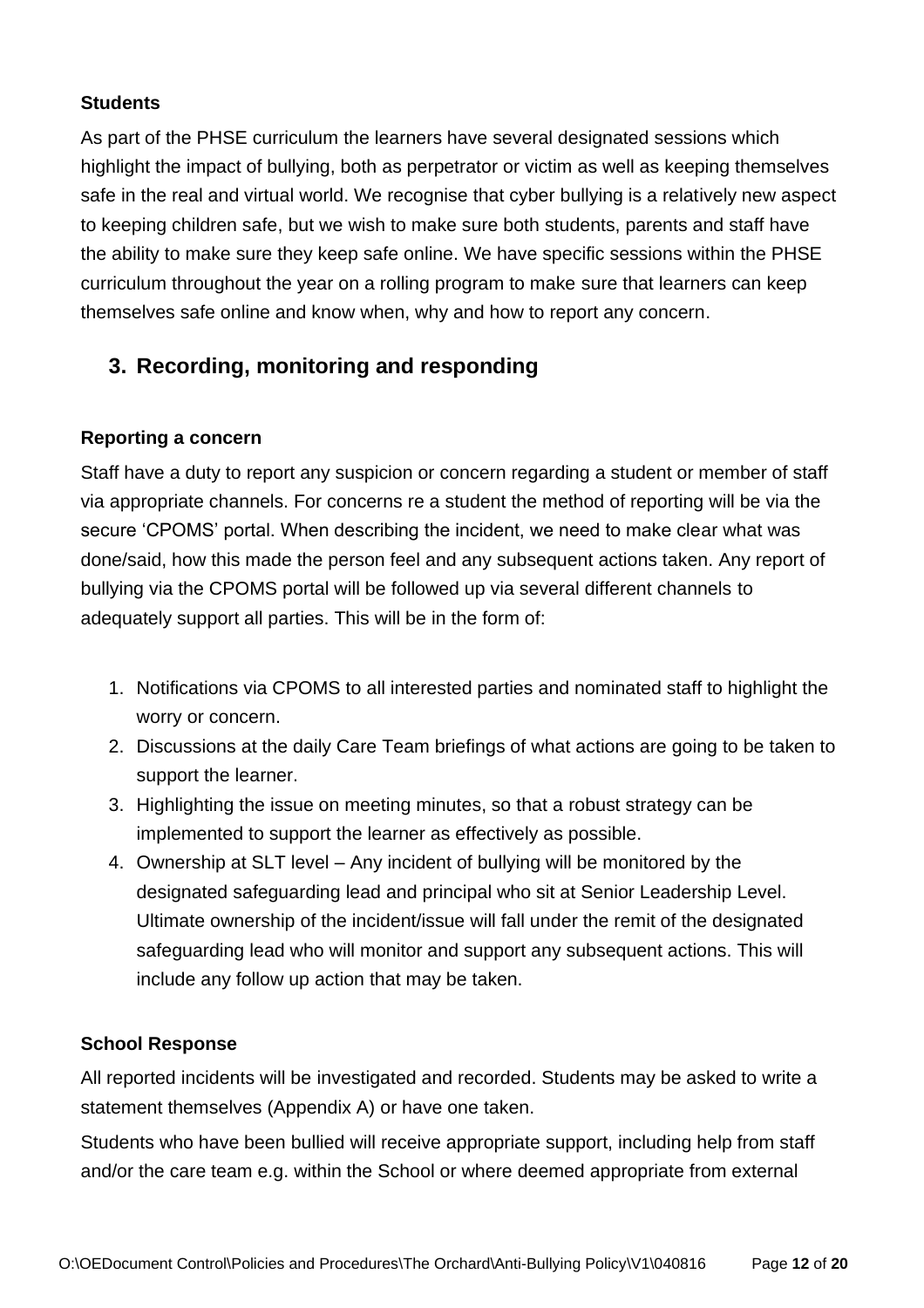**Students**

As part of the PHSE curriculum the learners have several designated sessions which highlight the impact of bullying, both as perpetrator or victim as well as keeping themselves safe in the real and virtual world. We recognise that cyber bullying is a relatively new aspect to keeping children safe, but we wish to make sure both students, parents and staff have the ability to make sure they keep safe online. We have specific sessions within the PHSE curriculum throughout the year on a rolling program to make sure that learners can keep themselves safe online and know when, why and how to report any concern.

## 3. Recording, monitoring and responding

**Reporting a concern**

Staff have a duty to report any suspicion or concern regarding a student or member of staff via appropriate channels. For concerns re a student the method of reporting will be via the secure 'CPOMS' portal. When describing the incident, we need to make clear what was done/said, how this made the person feel and any subsequent actions taken. Any report of bullying via the CPOMS portal will be followed up via several different channels to adequately support all parties. This will be in the form of:

1. Notifications via CPOMS to all interested parties and nominated staff to highlight the worry or concern.
2. Discussions at the daily Care Team briefings of what actions are going to be taken to support the learner.
3. Highlighting the issue on meeting minutes, so that a robust strategy can be implemented to support the learner as effectively as possible.
4. Ownership at SLT level – Any incident of bullying will be monitored by the designated safeguarding lead and principal who sit at Senior Leadership Level. Ultimate ownership of the incident/issue will fall under the remit of the designated safeguarding lead who will monitor and support any subsequent actions. This will include any follow up action that may be taken.

**School Response**

All reported incidents will be investigated and recorded. Students may be asked to write a statement themselves (Appendix A) or have one taken.

Students who have been bullied will receive appropriate support, including help from staff and/or the care team e.g. within the School or where deemed appropriate from external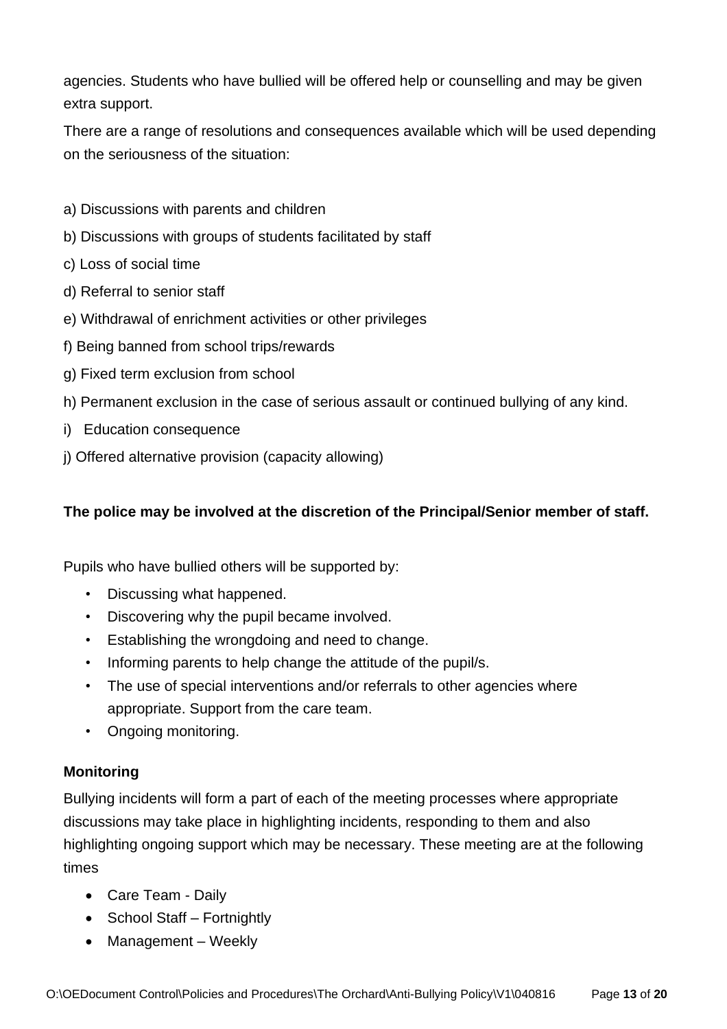agencies. Students who have bullied will be offered help or counselling and may be given extra support.

There are a range of resolutions and consequences available which will be used depending on the seriousness of the situation:

a) Discussions with parents and children

b) Discussions with groups of students facilitated by staff

c) Loss of social time

d) Referral to senior staff

e) Withdrawal of enrichment activities or other privileges

f) Being banned from school trips/rewards

g) Fixed term exclusion from school

h) Permanent exclusion in the case of serious assault or continued bullying of any kind.

i) Education consequence

j) Offered alternative provision (capacity allowing)

**The police may be involved at the discretion of the Principal/Senior member of staff.**

Pupils who have bullied others will be supported by:

- Discussing what happened.
- Discovering why the pupil became involved.
- Establishing the wrongdoing and need to change.
- Informing parents to help change the attitude of the pupil/s.
- The use of special interventions and/or referrals to other agencies where appropriate. Support from the care team.
- Ongoing monitoring.

**Monitoring**

Bullying incidents will form a part of each of the meeting processes where appropriate discussions may take place in highlighting incidents, responding to them and also highlighting ongoing support which may be necessary. These meeting are at the following times

- Care Team - Daily
- School Staff – Fortnightly
- Management – Weekly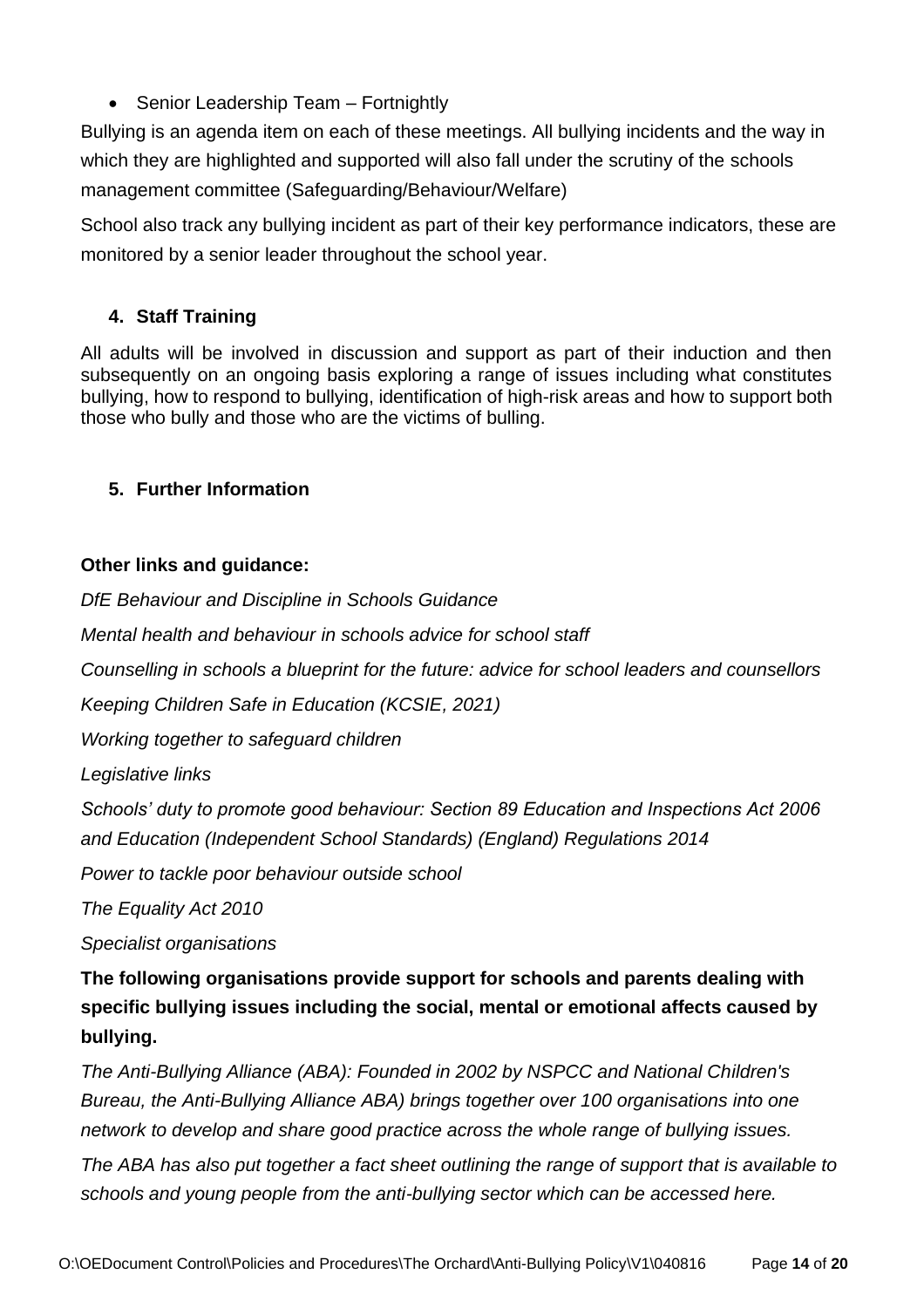- Senior Leadership Team – Fortnightly

Bullying is an agenda item on each of these meetings. All bullying incidents and the way in which they are highlighted and supported will also fall under the scrutiny of the schools management committee (Safeguarding/Behaviour/Welfare)

School also track any bullying incident as part of their key performance indicators, these are monitored by a senior leader throughout the school year.

## 4. Staff Training

All adults will be involved in discussion and support as part of their induction and then subsequently on an ongoing basis exploring a range of issues including what constitutes bullying, how to respond to bullying, identification of high-risk areas and how to support both those who bully and those who are the victims of bulling.

## 5. Further Information

**Other links and guidance:**

*DfE Behaviour and Discipline in Schools Guidance*

*Mental health and behaviour in schools advice for school staff*

*Counselling in schools a blueprint for the future: advice for school leaders and counsellors*

*Keeping Children Safe in Education (KCSIE, 2021)*

*Working together to safeguard children*

*Legislative links*

*Schools' duty to promote good behaviour: Section 89 Education and Inspections Act 2006 and Education (Independent School Standards) (England) Regulations 2014*

*Power to tackle poor behaviour outside school*

*The Equality Act 2010*

*Specialist organisations*

**The following organisations provide support for schools and parents dealing with specific bullying issues including the social, mental or emotional affects caused by bullying.**

*The Anti-Bullying Alliance (ABA): Founded in 2002 by NSPCC and National Children's Bureau, the Anti-Bullying Alliance ABA) brings together over 100 organisations into one network to develop and share good practice across the whole range of bullying issues.*

*The ABA has also put together a fact sheet outlining the range of support that is available to schools and young people from the anti-bullying sector which can be accessed here.*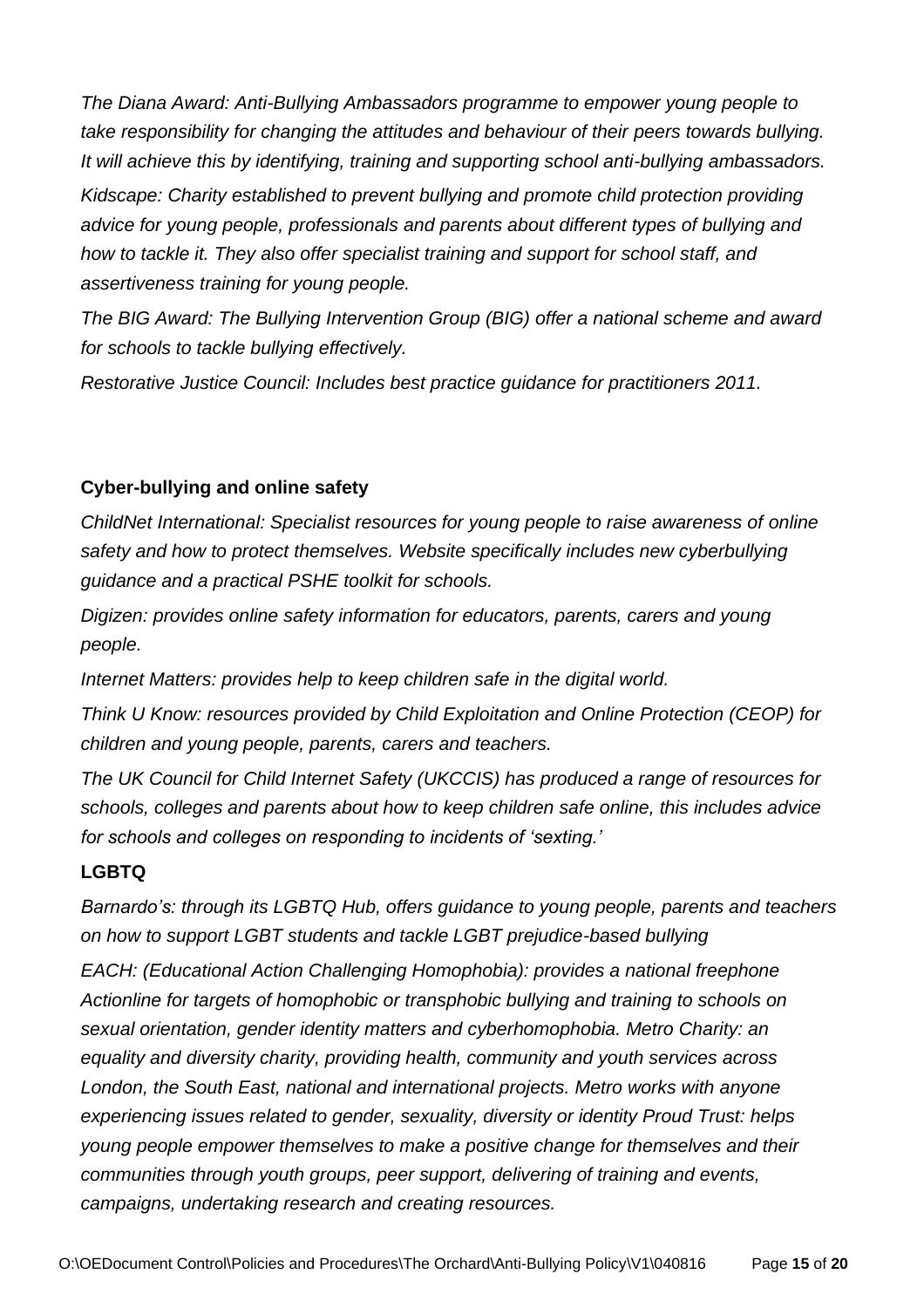*The Diana Award: Anti-Bullying Ambassadors programme to empower young people to take responsibility for changing the attitudes and behaviour of their peers towards bullying. It will achieve this by identifying, training and supporting school anti-bullying ambassadors.*

*Kidscape: Charity established to prevent bullying and promote child protection providing advice for young people, professionals and parents about different types of bullying and how to tackle it. They also offer specialist training and support for school staff, and assertiveness training for young people.*

*The BIG Award: The Bullying Intervention Group (BIG) offer a national scheme and award for schools to tackle bullying effectively.*

*Restorative Justice Council: Includes best practice guidance for practitioners 2011.*

**Cyber-bullying and online safety**

*ChildNet International: Specialist resources for young people to raise awareness of online safety and how to protect themselves. Website specifically includes new cyberbullying guidance and a practical PSHE toolkit for schools.*

*Digizen: provides online safety information for educators, parents, carers and young people.*

*Internet Matters: provides help to keep children safe in the digital world.*

*Think U Know: resources provided by Child Exploitation and Online Protection (CEOP) for children and young people, parents, carers and teachers.*

*The UK Council for Child Internet Safety (UKCCIS) has produced a range of resources for schools, colleges and parents about how to keep children safe online, this includes advice for schools and colleges on responding to incidents of 'sexting.'*

**LGBTQ**

*Barnardo's: through its LGBTQ Hub, offers guidance to young people, parents and teachers on how to support LGBT students and tackle LGBT prejudice-based bullying*

*EACH: (Educational Action Challenging Homophobia): provides a national freephone Actionline for targets of homophobic or transphobic bullying and training to schools on sexual orientation, gender identity matters and cyberhomophobia. Metro Charity: an equality and diversity charity, providing health, community and youth services across London, the South East, national and international projects. Metro works with anyone experiencing issues related to gender, sexuality, diversity or identity Proud Trust: helps young people empower themselves to make a positive change for themselves and their communities through youth groups, peer support, delivering of training and events, campaigns, undertaking research and creating resources.*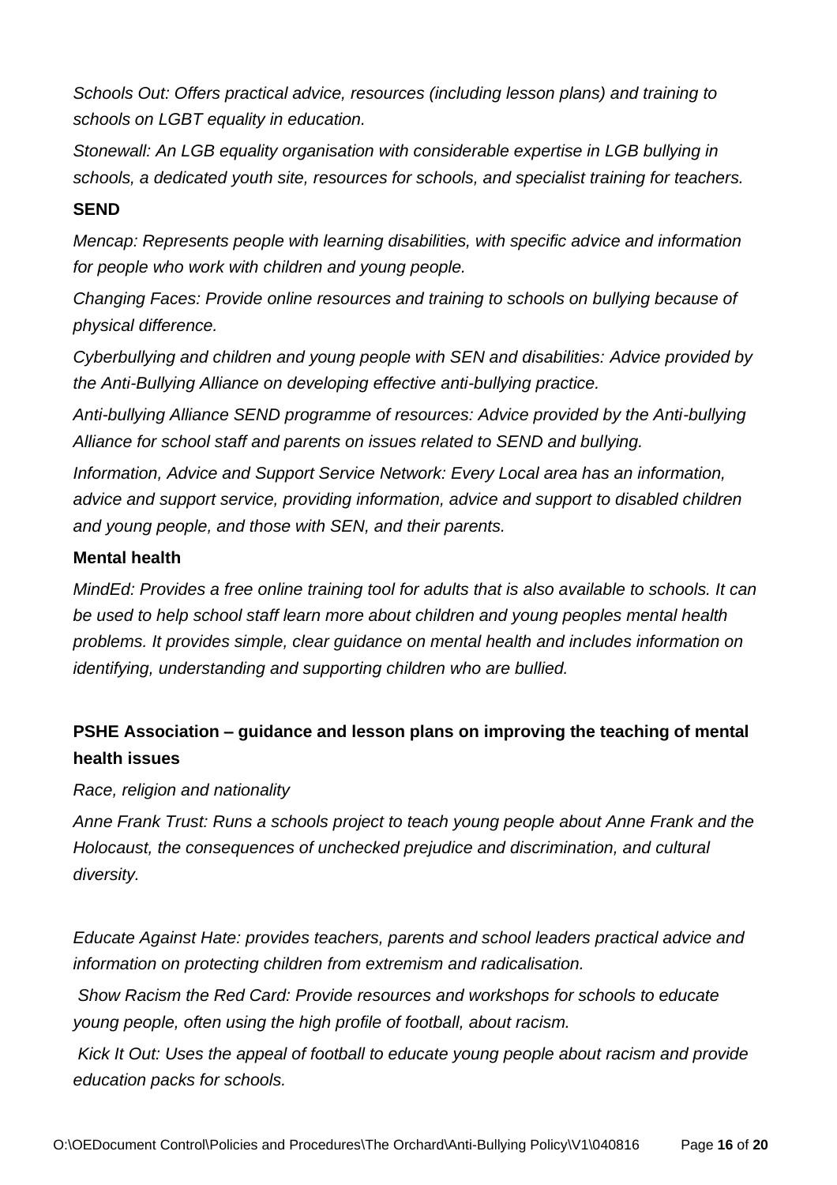*Schools Out: Offers practical advice, resources (including lesson plans) and training to schools on LGBT equality in education.*

*Stonewall: An LGB equality organisation with considerable expertise in LGB bullying in schools, a dedicated youth site, resources for schools, and specialist training for teachers.*

**SEND**

*Mencap: Represents people with learning disabilities, with specific advice and information for people who work with children and young people.*

*Changing Faces: Provide online resources and training to schools on bullying because of physical difference.*

*Cyberbullying and children and young people with SEN and disabilities: Advice provided by the Anti-Bullying Alliance on developing effective anti-bullying practice.*

*Anti-bullying Alliance SEND programme of resources: Advice provided by the Anti-bullying Alliance for school staff and parents on issues related to SEND and bullying.*

*Information, Advice and Support Service Network: Every Local area has an information, advice and support service, providing information, advice and support to disabled children and young people, and those with SEN, and their parents.*

**Mental health**

*MindEd: Provides a free online training tool for adults that is also available to schools. It can be used to help school staff learn more about children and young peoples mental health problems. It provides simple, clear guidance on mental health and includes information on identifying, understanding and supporting children who are bullied.*

**PSHE Association – guidance and lesson plans on improving the teaching of mental health issues**

*Race, religion and nationality*

*Anne Frank Trust: Runs a schools project to teach young people about Anne Frank and the Holocaust, the consequences of unchecked prejudice and discrimination, and cultural diversity.*

*Educate Against Hate: provides teachers, parents and school leaders practical advice and information on protecting children from extremism and radicalisation.*

*Show Racism the Red Card: Provide resources and workshops for schools to educate young people, often using the high profile of football, about racism.*

*Kick It Out: Uses the appeal of football to educate young people about racism and provide education packs for schools.*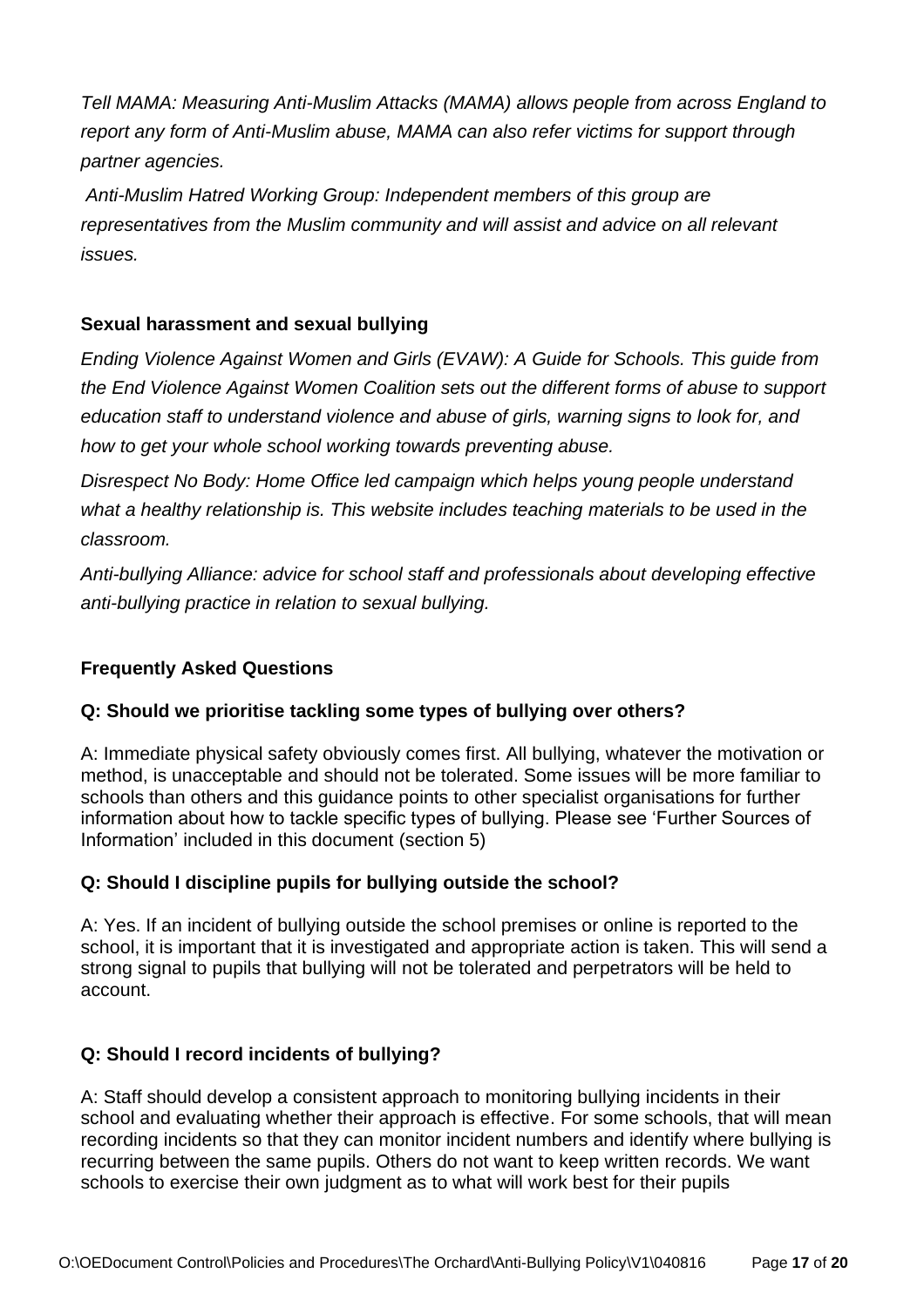*Tell MAMA: Measuring Anti-Muslim Attacks (MAMA) allows people from across England to report any form of Anti-Muslim abuse, MAMA can also refer victims for support through partner agencies.*

*Anti-Muslim Hatred Working Group: Independent members of this group are representatives from the Muslim community and will assist and advice on all relevant issues.*

**Sexual harassment and sexual bullying**

*Ending Violence Against Women and Girls (EVAW): A Guide for Schools. This guide from the End Violence Against Women Coalition sets out the different forms of abuse to support education staff to understand violence and abuse of girls, warning signs to look for, and how to get your whole school working towards preventing abuse.*

*Disrespect No Body: Home Office led campaign which helps young people understand what a healthy relationship is. This website includes teaching materials to be used in the classroom.*

*Anti-bullying Alliance: advice for school staff and professionals about developing effective anti-bullying practice in relation to sexual bullying.*

**Frequently Asked Questions**

**Q: Should we prioritise tackling some types of bullying over others?**

A: Immediate physical safety obviously comes first. All bullying, whatever the motivation or method, is unacceptable and should not be tolerated. Some issues will be more familiar to schools than others and this guidance points to other specialist organisations for further information about how to tackle specific types of bullying. Please see 'Further Sources of Information' included in this document (section 5)

**Q: Should I discipline pupils for bullying outside the school?**

A: Yes. If an incident of bullying outside the school premises or online is reported to the school, it is important that it is investigated and appropriate action is taken. This will send a strong signal to pupils that bullying will not be tolerated and perpetrators will be held to account.

**Q: Should I record incidents of bullying?**

A: Staff should develop a consistent approach to monitoring bullying incidents in their school and evaluating whether their approach is effective. For some schools, that will mean recording incidents so that they can monitor incident numbers and identify where bullying is recurring between the same pupils. Others do not want to keep written records. We want schools to exercise their own judgment as to what will work best for their pupils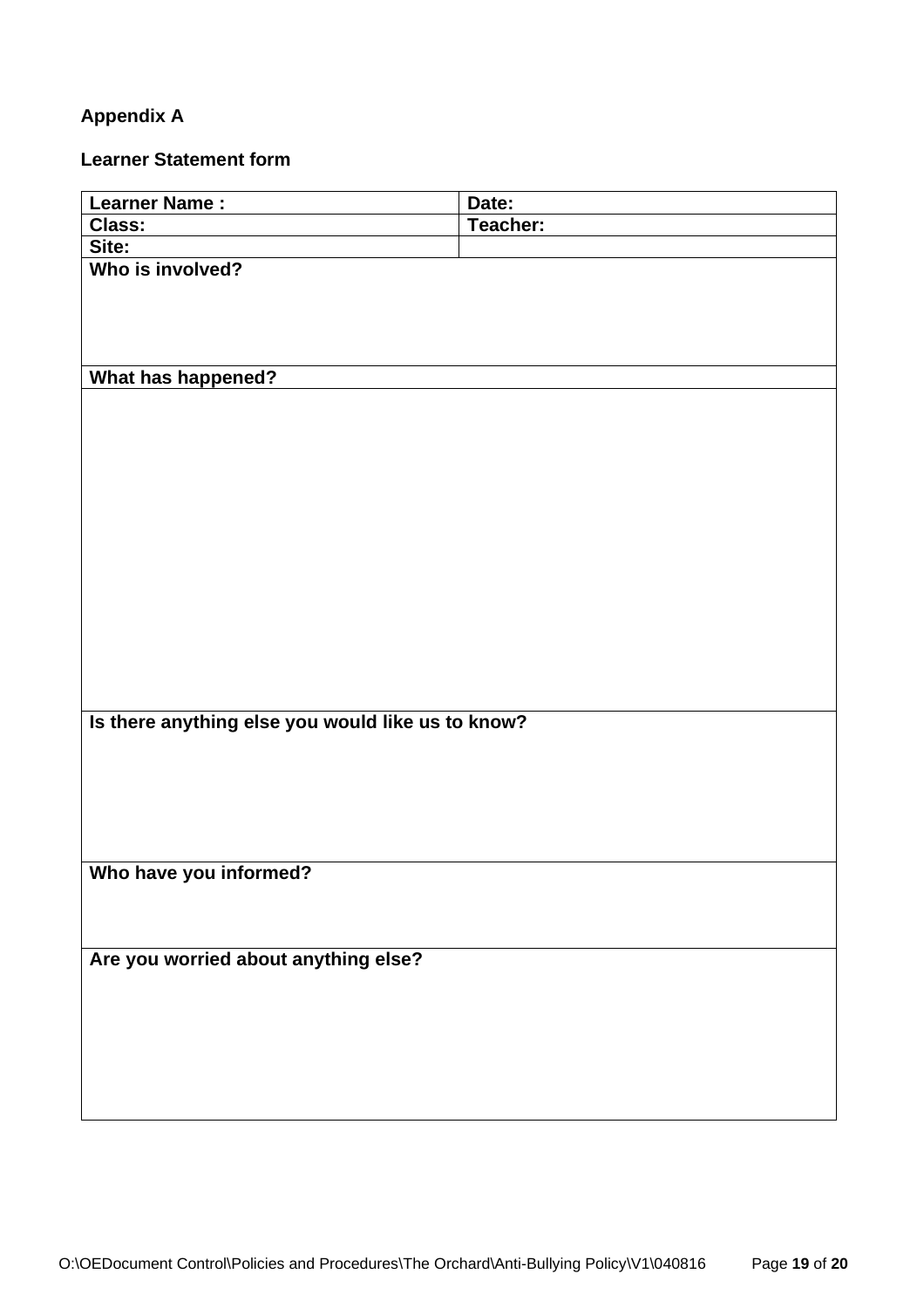**Appendix A**

**Learner Statement form**

| **Learner Name :** | **Date:** |
|---|---|
| **Class:** | **Teacher:** |
| **Site:** | |
| **Who is involved?** | |
| **What has happened?** | |
| | |
| **Is there anything else you would like us to know?** | |
| **Who have you informed?** | |
| **Are you worried about anything else?** | |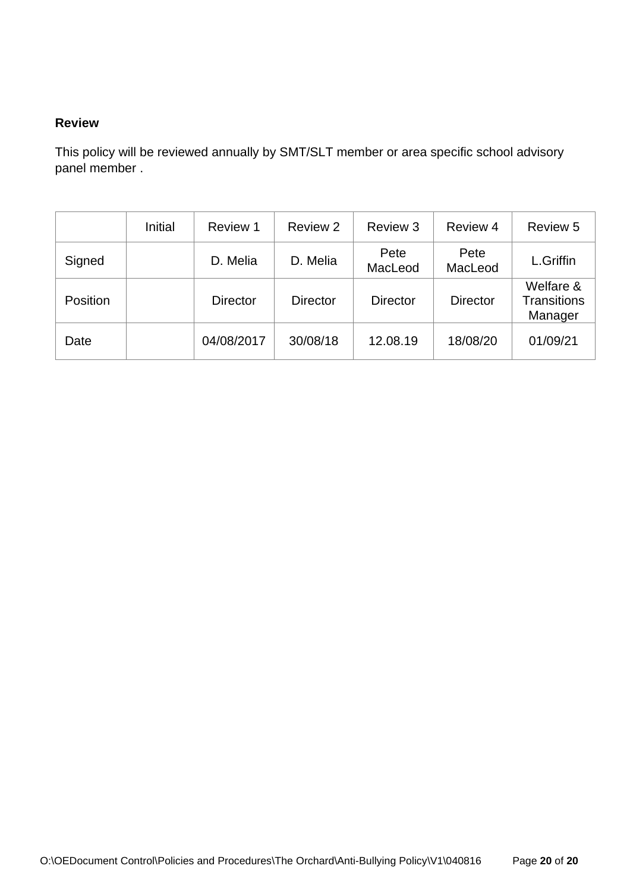**Review**

This policy will be reviewed annually by SMT/SLT member or area specific school advisory panel member .

| | Initial | Review 1 | Review 2 | Review 3 | Review 4 | Review 5 |
|---|---|---|---|---|---|---|
| Signed | | D. Melia | D. Melia | Pete MacLeod | Pete MacLeod | L.Griffin |
| Position | | Director | Director | Director | Director | Welfare & Transitions Manager |
| Date | | 04/08/2017 | 30/08/18 | 12.08.19 | 18/08/20 | 01/09/21 |